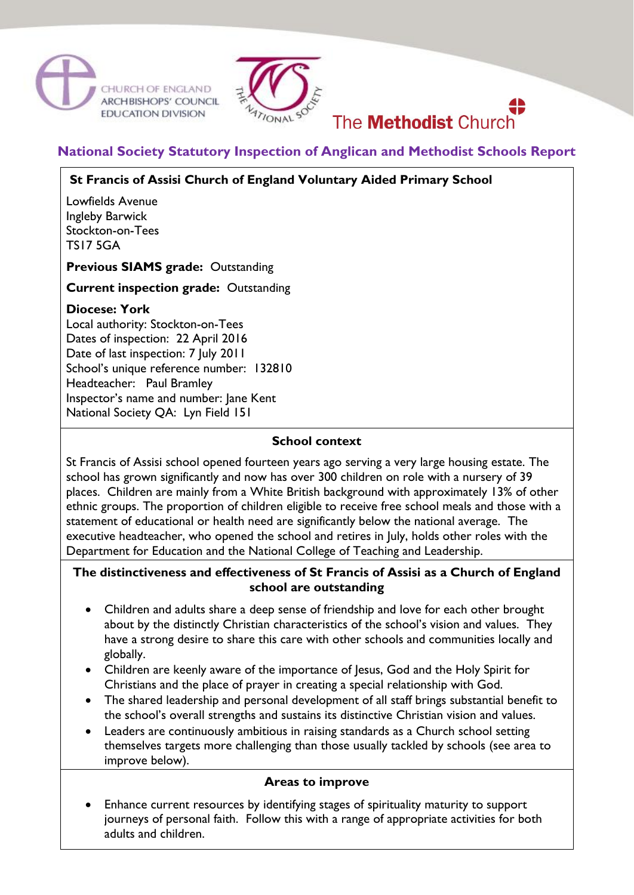CHURCH OF ENGLAND ARCHBISHOPS' COUNCIL EDUCATION DIVISION

THE NATIONAL SOCIETY

The **Methodist** Church

## National Society Statutory Inspection of Anglican and Methodist Schools Report

### St Francis of Assisi Church of England Voluntary Aided Primary School

Lowfields Avenue
Ingleby Barwick
Stockton-on-Tees
TS17 5GA

**Previous SIAMS grade:** Outstanding

**Current inspection grade:** Outstanding

**Diocese: York**
Local authority: Stockton-on-Tees
Dates of inspection: 22 April 2016
Date of last inspection: 7 July 2011
School's unique reference number: 132810
Headteacher: Paul Bramley
Inspector's name and number: Jane Kent
National Society QA: Lyn Field 151

### School context

St Francis of Assisi school opened fourteen years ago serving a very large housing estate. The school has grown significantly and now has over 300 children on role with a nursery of 39 places. Children are mainly from a White British background with approximately 13% of other ethnic groups. The proportion of children eligible to receive free school meals and those with a statement of educational or health need are significantly below the national average. The executive headteacher, who opened the school and retires in July, holds other roles with the Department for Education and the National College of Teaching and Leadership.

### The distinctiveness and effectiveness of St Francis of Assisi as a Church of England school are outstanding

- Children and adults share a deep sense of friendship and love for each other brought about by the distinctly Christian characteristics of the school's vision and values. They have a strong desire to share this care with other schools and communities locally and globally.
- Children are keenly aware of the importance of Jesus, God and the Holy Spirit for Christians and the place of prayer in creating a special relationship with God.
- The shared leadership and personal development of all staff brings substantial benefit to the school's overall strengths and sustains its distinctive Christian vision and values.
- Leaders are continuously ambitious in raising standards as a Church school setting themselves targets more challenging than those usually tackled by schools (see area to improve below).

### Areas to improve

- Enhance current resources by identifying stages of spirituality maturity to support journeys of personal faith. Follow this with a range of appropriate activities for both adults and children.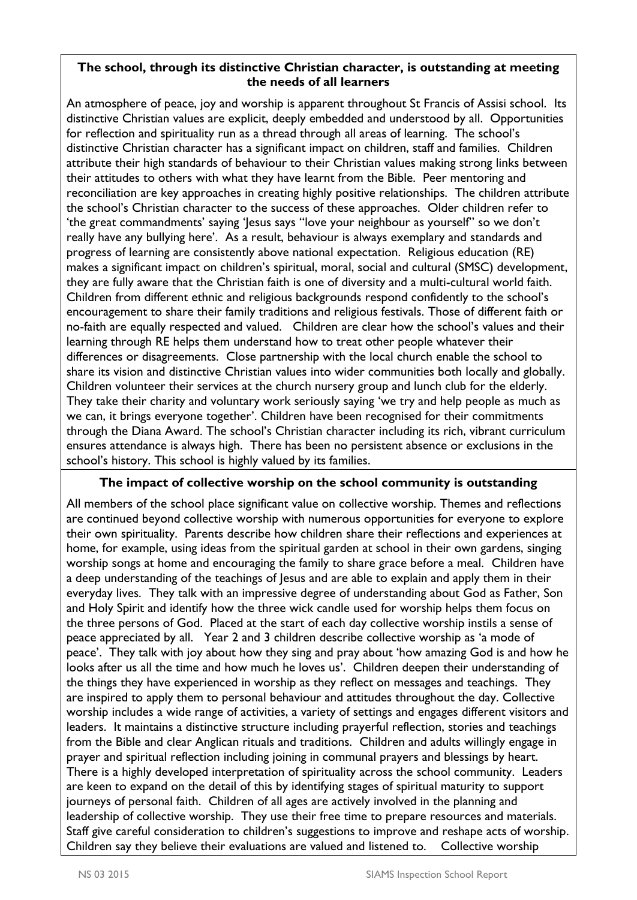**The school, through its distinctive Christian character, is outstanding at meeting the needs of all learners**

An atmosphere of peace, joy and worship is apparent throughout St Francis of Assisi school. Its distinctive Christian values are explicit, deeply embedded and understood by all. Opportunities for reflection and spirituality run as a thread through all areas of learning. The school's distinctive Christian character has a significant impact on children, staff and families. Children attribute their high standards of behaviour to their Christian values making strong links between their attitudes to others with what they have learnt from the Bible. Peer mentoring and reconciliation are key approaches in creating highly positive relationships. The children attribute the school's Christian character to the success of these approaches. Older children refer to 'the great commandments' saying 'Jesus says "love your neighbour as yourself" so we don't really have any bullying here'. As a result, behaviour is always exemplary and standards and progress of learning are consistently above national expectation. Religious education (RE) makes a significant impact on children's spiritual, moral, social and cultural (SMSC) development, they are fully aware that the Christian faith is one of diversity and a multi-cultural world faith. Children from different ethnic and religious backgrounds respond confidently to the school's encouragement to share their family traditions and religious festivals. Those of different faith or no-faith are equally respected and valued. Children are clear how the school's values and their learning through RE helps them understand how to treat other people whatever their differences or disagreements. Close partnership with the local church enable the school to share its vision and distinctive Christian values into wider communities both locally and globally. Children volunteer their services at the church nursery group and lunch club for the elderly. They take their charity and voluntary work seriously saying 'we try and help people as much as we can, it brings everyone together'. Children have been recognised for their commitments through the Diana Award. The school's Christian character including its rich, vibrant curriculum ensures attendance is always high. There has been no persistent absence or exclusions in the school's history. This school is highly valued by its families.

**The impact of collective worship on the school community is outstanding**

All members of the school place significant value on collective worship. Themes and reflections are continued beyond collective worship with numerous opportunities for everyone to explore their own spirituality. Parents describe how children share their reflections and experiences at home, for example, using ideas from the spiritual garden at school in their own gardens, singing worship songs at home and encouraging the family to share grace before a meal. Children have a deep understanding of the teachings of Jesus and are able to explain and apply them in their everyday lives. They talk with an impressive degree of understanding about God as Father, Son and Holy Spirit and identify how the three wick candle used for worship helps them focus on the three persons of God. Placed at the start of each day collective worship instils a sense of peace appreciated by all. Year 2 and 3 children describe collective worship as 'a mode of peace'. They talk with joy about how they sing and pray about 'how amazing God is and how he looks after us all the time and how much he loves us'. Children deepen their understanding of the things they have experienced in worship as they reflect on messages and teachings. They are inspired to apply them to personal behaviour and attitudes throughout the day. Collective worship includes a wide range of activities, a variety of settings and engages different visitors and leaders. It maintains a distinctive structure including prayerful reflection, stories and teachings from the Bible and clear Anglican rituals and traditions. Children and adults willingly engage in prayer and spiritual reflection including joining in communal prayers and blessings by heart. There is a highly developed interpretation of spirituality across the school community. Leaders are keen to expand on the detail of this by identifying stages of spiritual maturity to support journeys of personal faith. Children of all ages are actively involved in the planning and leadership of collective worship. They use their free time to prepare resources and materials. Staff give careful consideration to children's suggestions to improve and reshape acts of worship. Children say they believe their evaluations are valued and listened to. Collective worship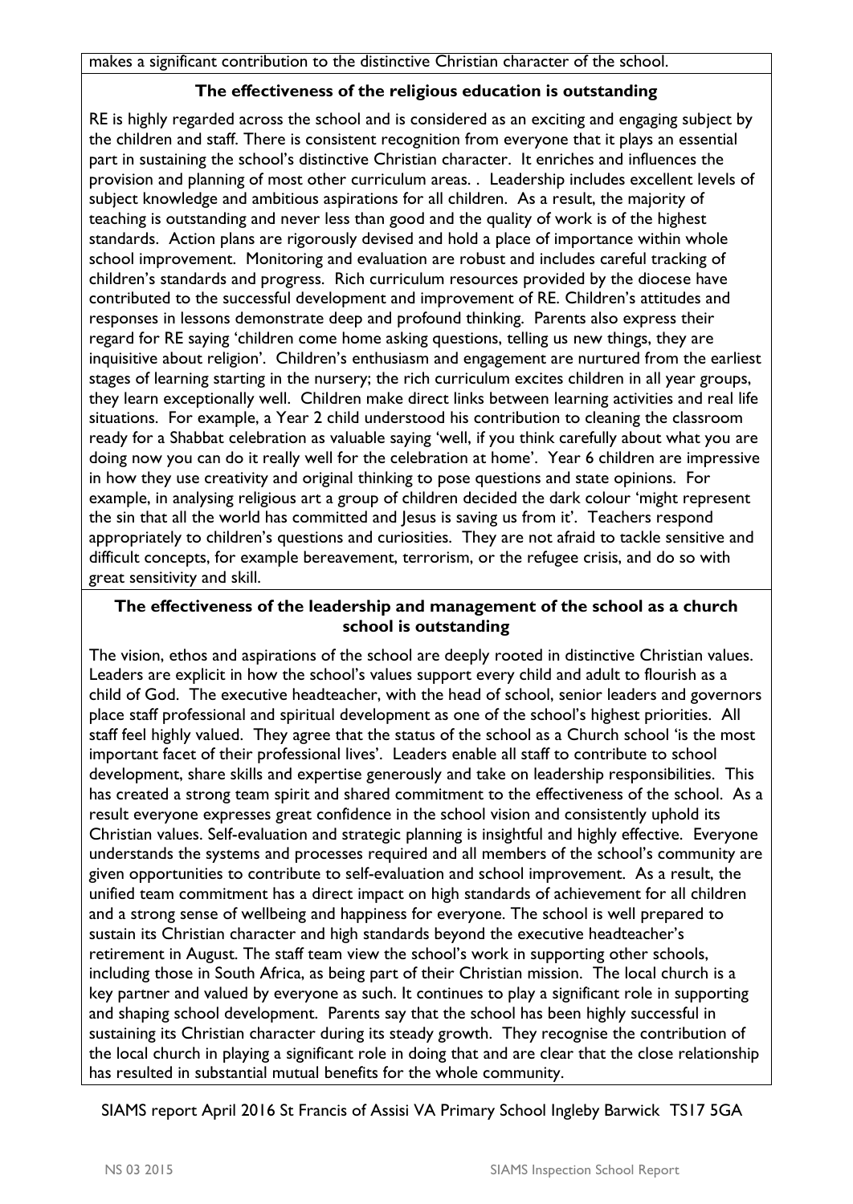makes a significant contribution to the distinctive Christian character of the school.

**The effectiveness of the religious education is outstanding**

RE is highly regarded across the school and is considered as an exciting and engaging subject by the children and staff. There is consistent recognition from everyone that it plays an essential part in sustaining the school's distinctive Christian character. It enriches and influences the provision and planning of most other curriculum areas. . Leadership includes excellent levels of subject knowledge and ambitious aspirations for all children. As a result, the majority of teaching is outstanding and never less than good and the quality of work is of the highest standards. Action plans are rigorously devised and hold a place of importance within whole school improvement. Monitoring and evaluation are robust and includes careful tracking of children's standards and progress. Rich curriculum resources provided by the diocese have contributed to the successful development and improvement of RE. Children's attitudes and responses in lessons demonstrate deep and profound thinking. Parents also express their regard for RE saying 'children come home asking questions, telling us new things, they are inquisitive about religion'. Children's enthusiasm and engagement are nurtured from the earliest stages of learning starting in the nursery; the rich curriculum excites children in all year groups, they learn exceptionally well. Children make direct links between learning activities and real life situations. For example, a Year 2 child understood his contribution to cleaning the classroom ready for a Shabbat celebration as valuable saying 'well, if you think carefully about what you are doing now you can do it really well for the celebration at home'. Year 6 children are impressive in how they use creativity and original thinking to pose questions and state opinions. For example, in analysing religious art a group of children decided the dark colour 'might represent the sin that all the world has committed and Jesus is saving us from it'. Teachers respond appropriately to children's questions and curiosities. They are not afraid to tackle sensitive and difficult concepts, for example bereavement, terrorism, or the refugee crisis, and do so with great sensitivity and skill.

**The effectiveness of the leadership and management of the school as a church school is outstanding**

The vision, ethos and aspirations of the school are deeply rooted in distinctive Christian values. Leaders are explicit in how the school's values support every child and adult to flourish as a child of God. The executive headteacher, with the head of school, senior leaders and governors place staff professional and spiritual development as one of the school's highest priorities. All staff feel highly valued. They agree that the status of the school as a Church school 'is the most important facet of their professional lives'. Leaders enable all staff to contribute to school development, share skills and expertise generously and take on leadership responsibilities. This has created a strong team spirit and shared commitment to the effectiveness of the school. As a result everyone expresses great confidence in the school vision and consistently uphold its Christian values. Self-evaluation and strategic planning is insightful and highly effective. Everyone understands the systems and processes required and all members of the school's community are given opportunities to contribute to self-evaluation and school improvement. As a result, the unified team commitment has a direct impact on high standards of achievement for all children and a strong sense of wellbeing and happiness for everyone. The school is well prepared to sustain its Christian character and high standards beyond the executive headteacher's retirement in August. The staff team view the school's work in supporting other schools, including those in South Africa, as being part of their Christian mission. The local church is a key partner and valued by everyone as such. It continues to play a significant role in supporting and shaping school development. Parents say that the school has been highly successful in sustaining its Christian character during its steady growth. They recognise the contribution of the local church in playing a significant role in doing that and are clear that the close relationship has resulted in substantial mutual benefits for the whole community.

SIAMS report April 2016 St Francis of Assisi VA Primary School Ingleby Barwick TS17 5GA